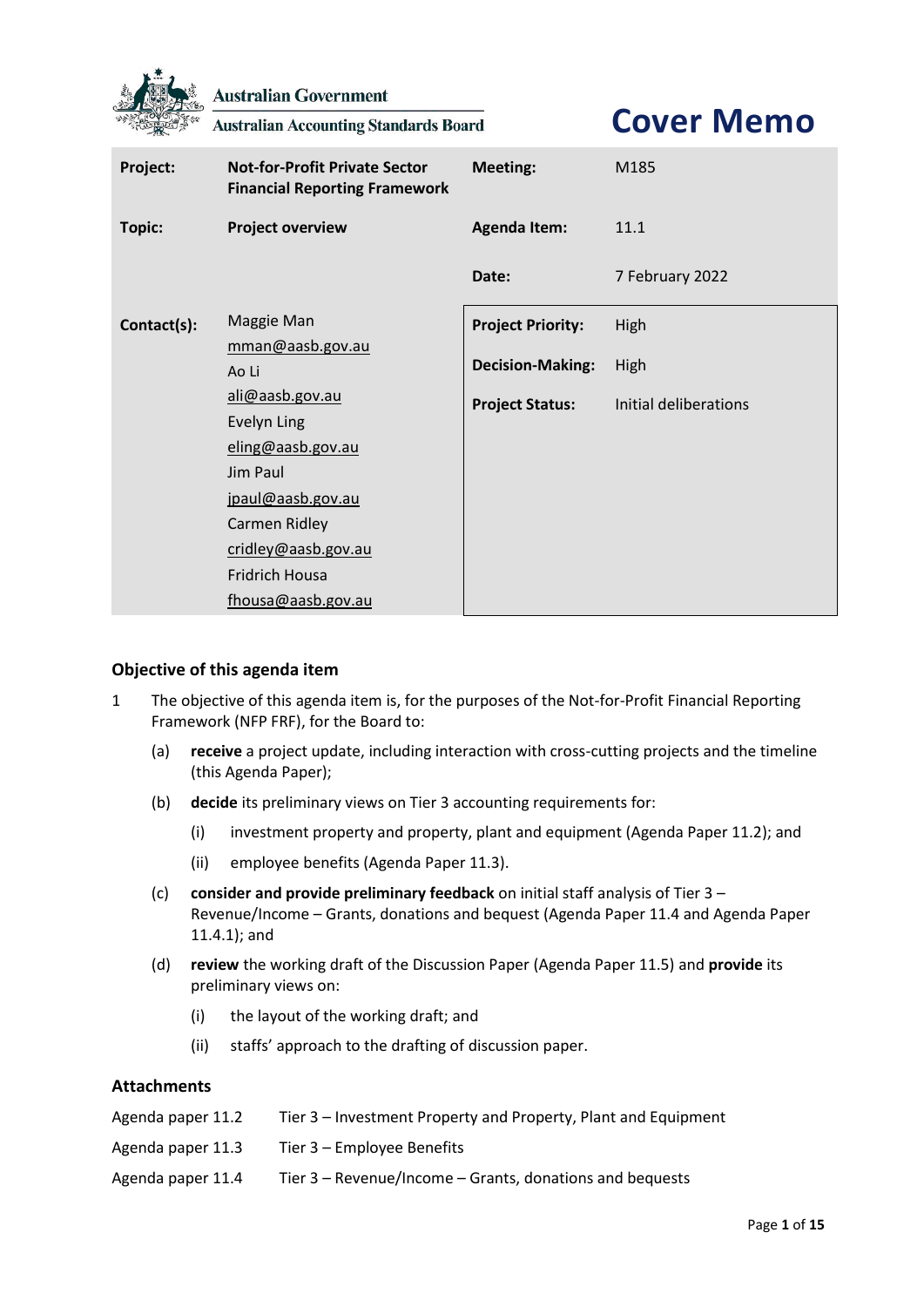Australian Government
Australian Accounting Standards Board

# Cover Memo

| | | | |
|---|---|---|---|
| **Project:** | **Not-for-Profit Private Sector Financial Reporting Framework** | **Meeting:** | M185 |
| **Topic:** | **Project overview** | **Agenda Item:** | 11.1 |
| | | **Date:** | 7 February 2022 |
| **Contact(s):** | Maggie Man<br>mman@aasb.gov.au<br>Ao Li<br>ali@aasb.gov.au<br>Evelyn Ling<br>eling@aasb.gov.au<br>Jim Paul<br>jpaul@aasb.gov.au<br>Carmen Ridley<br>cridley@aasb.gov.au<br>Fridrich Housa<br>fhousa@aasb.gov.au | **Project Priority:**<br>**Decision-Making:**<br>**Project Status:** | High<br>High<br>Initial deliberations |

## Objective of this agenda item

1 The objective of this agenda item is, for the purposes of the Not-for-Profit Financial Reporting Framework (NFP FRF), for the Board to:

(a) **receive** a project update, including interaction with cross-cutting projects and the timeline (this Agenda Paper);

(b) **decide** its preliminary views on Tier 3 accounting requirements for:

(i) investment property and property, plant and equipment (Agenda Paper 11.2); and

(ii) employee benefits (Agenda Paper 11.3).

(c) **consider and provide preliminary feedback** on initial staff analysis of Tier 3 – Revenue/Income – Grants, donations and bequest (Agenda Paper 11.4 and Agenda Paper 11.4.1); and

(d) **review** the working draft of the Discussion Paper (Agenda Paper 11.5) and **provide** its preliminary views on:

(i) the layout of the working draft; and

(ii) staffs' approach to the drafting of discussion paper.

## Attachments

| | |
|---|---|
| Agenda paper 11.2 | Tier 3 – Investment Property and Property, Plant and Equipment |
| Agenda paper 11.3 | Tier 3 – Employee Benefits |
| Agenda paper 11.4 | Tier 3 – Revenue/Income – Grants, donations and bequests |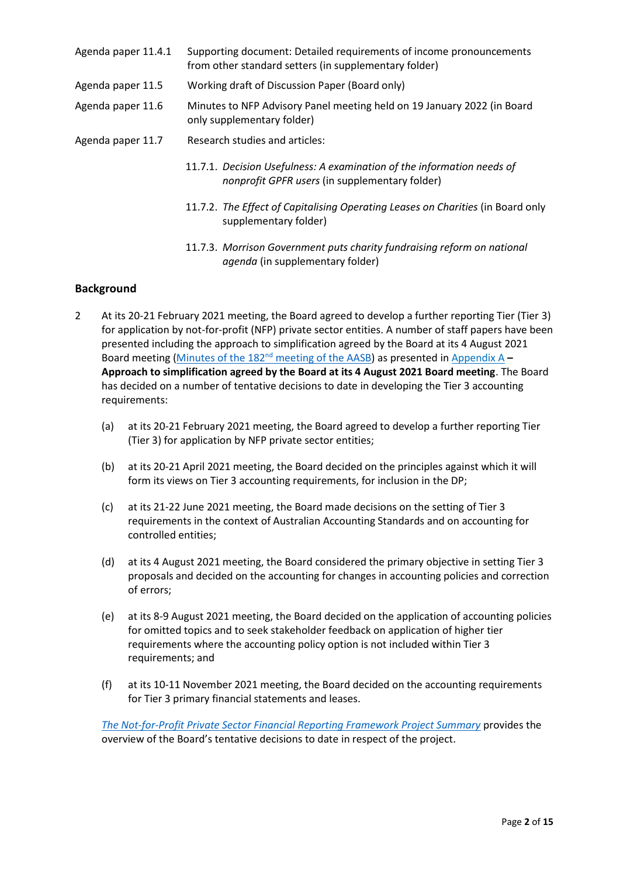| | |
|---|---|
| Agenda paper 11.4.1 | Supporting document: Detailed requirements of income pronouncements from other standard setters (in supplementary folder) |
| Agenda paper 11.5 | Working draft of Discussion Paper (Board only) |
| Agenda paper 11.6 | Minutes to NFP Advisory Panel meeting held on 19 January 2022 (in Board only supplementary folder) |
| Agenda paper 11.7 | Research studies and articles: |

11.7.1. *Decision Usefulness: A examination of the information needs of nonprofit GPFR users* (in supplementary folder)

11.7.2. *The Effect of Capitalising Operating Leases on Charities* (in Board only supplementary folder)

11.7.3. *Morrison Government puts charity fundraising reform on national agenda* (in supplementary folder)

## Background

2 At its 20-21 February 2021 meeting, the Board agreed to develop a further reporting Tier (Tier 3) for application by not-for-profit (NFP) private sector entities. A number of staff papers have been presented including the approach to simplification agreed by the Board at its 4 August 2021 Board meeting (Minutes of the 182nd meeting of the AASB) as presented in Appendix A – **Approach to simplification agreed by the Board at its 4 August 2021 Board meeting**. The Board has decided on a number of tentative decisions to date in developing the Tier 3 accounting requirements:

(a) at its 20-21 February 2021 meeting, the Board agreed to develop a further reporting Tier (Tier 3) for application by NFP private sector entities;

(b) at its 20-21 April 2021 meeting, the Board decided on the principles against which it will form its views on Tier 3 accounting requirements, for inclusion in the DP;

(c) at its 21-22 June 2021 meeting, the Board made decisions on the setting of Tier 3 requirements in the context of Australian Accounting Standards and on accounting for controlled entities;

(d) at its 4 August 2021 meeting, the Board considered the primary objective in setting Tier 3 proposals and decided on the accounting for changes in accounting policies and correction of errors;

(e) at its 8-9 August 2021 meeting, the Board decided on the application of accounting policies for omitted topics and to seek stakeholder feedback on application of higher tier requirements where the accounting policy option is not included within Tier 3 requirements; and

(f) at its 10-11 November 2021 meeting, the Board decided on the accounting requirements for Tier 3 primary financial statements and leases.

*The Not-for-Profit Private Sector Financial Reporting Framework Project Summary* provides the overview of the Board's tentative decisions to date in respect of the project.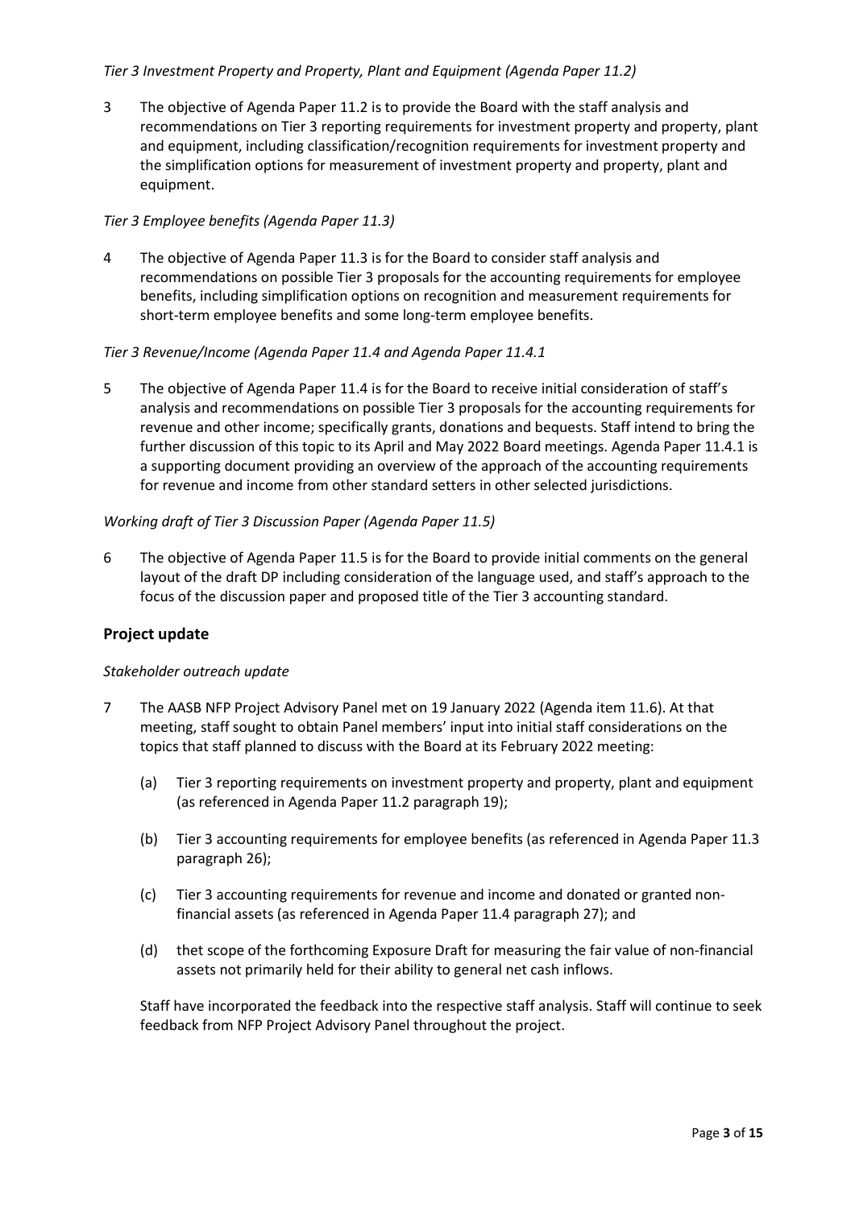*Tier 3 Investment Property and Property, Plant and Equipment (Agenda Paper 11.2)*

3 The objective of Agenda Paper 11.2 is to provide the Board with the staff analysis and recommendations on Tier 3 reporting requirements for investment property and property, plant and equipment, including classification/recognition requirements for investment property and the simplification options for measurement of investment property and property, plant and equipment.

*Tier 3 Employee benefits (Agenda Paper 11.3)*

4 The objective of Agenda Paper 11.3 is for the Board to consider staff analysis and recommendations on possible Tier 3 proposals for the accounting requirements for employee benefits, including simplification options on recognition and measurement requirements for short-term employee benefits and some long-term employee benefits.

*Tier 3 Revenue/Income (Agenda Paper 11.4 and Agenda Paper 11.4.1*

5 The objective of Agenda Paper 11.4 is for the Board to receive initial consideration of staff's analysis and recommendations on possible Tier 3 proposals for the accounting requirements for revenue and other income; specifically grants, donations and bequests. Staff intend to bring the further discussion of this topic to its April and May 2022 Board meetings. Agenda Paper 11.4.1 is a supporting document providing an overview of the approach of the accounting requirements for revenue and income from other standard setters in other selected jurisdictions.

*Working draft of Tier 3 Discussion Paper (Agenda Paper 11.5)*

6 The objective of Agenda Paper 11.5 is for the Board to provide initial comments on the general layout of the draft DP including consideration of the language used, and staff's approach to the focus of the discussion paper and proposed title of the Tier 3 accounting standard.

## Project update

*Stakeholder outreach update*

7 The AASB NFP Project Advisory Panel met on 19 January 2022 (Agenda item 11.6). At that meeting, staff sought to obtain Panel members' input into initial staff considerations on the topics that staff planned to discuss with the Board at its February 2022 meeting:

(a) Tier 3 reporting requirements on investment property and property, plant and equipment (as referenced in Agenda Paper 11.2 paragraph 19);

(b) Tier 3 accounting requirements for employee benefits (as referenced in Agenda Paper 11.3 paragraph 26);

(c) Tier 3 accounting requirements for revenue and income and donated or granted non-financial assets (as referenced in Agenda Paper 11.4 paragraph 27); and

(d) thet scope of the forthcoming Exposure Draft for measuring the fair value of non-financial assets not primarily held for their ability to general net cash inflows.

Staff have incorporated the feedback into the respective staff analysis. Staff will continue to seek feedback from NFP Project Advisory Panel throughout the project.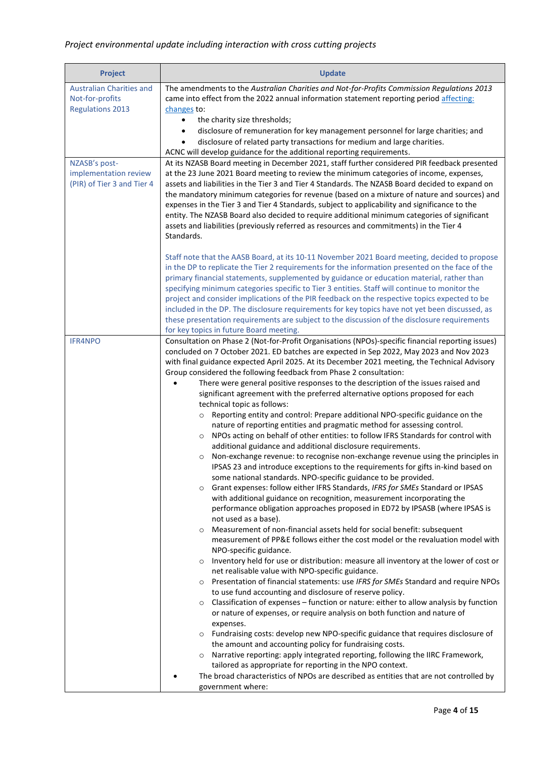*Project environmental update including interaction with cross cutting projects*

| Project | Update |
| --- | --- |
| Australian Charities and Not-for-profits Regulations 2013 | The amendments to the *Australian Charities and Not-for-Profits Commission Regulations 2013* came into effect from the 2022 annual information statement reporting period affecting: changes to: <br>• the charity size thresholds; <br>• disclosure of remuneration for key management personnel for large charities; and <br>• disclosure of related party transactions for medium and large charities. <br>ACNC will develop guidance for the additional reporting requirements. |
| NZASB's post-implementation review (PIR) of Tier 3 and Tier 4 | At its NZASB Board meeting in December 2021, staff further considered PIR feedback presented at the 23 June 2021 Board meeting to review the minimum categories of income, expenses, assets and liabilities in the Tier 3 and Tier 4 Standards. The NZASB Board decided to expand on the mandatory minimum categories for revenue (based on a mixture of nature and sources) and expenses in the Tier 3 and Tier 4 Standards, subject to applicability and significance to the entity. The NZASB Board also decided to require additional minimum categories of significant assets and liabilities (previously referred as resources and commitments) in the Tier 4 Standards. <br><br>Staff note that the AASB Board, at its 10-11 November 2021 Board meeting, decided to propose in the DP to replicate the Tier 2 requirements for the information presented on the face of the primary financial statements, supplemented by guidance or education material, rather than specifying minimum categories specific to Tier 3 entities. Staff will continue to monitor the project and consider implications of the PIR feedback on the respective topics expected to be included in the DP. The disclosure requirements for key topics have not yet been discussed, as these presentation requirements are subject to the discussion of the disclosure requirements for key topics in future Board meeting. |
| IFR4NPO | Consultation on Phase 2 (Not-for-Profit Organisations (NPOs)-specific financial reporting issues) concluded on 7 October 2021. ED batches are expected in Sep 2022, May 2023 and Nov 2023 with final guidance expected April 2025. At its December 2021 meeting, the Technical Advisory Group considered the following feedback from Phase 2 consultation: <br>• There were general positive responses to the description of the issues raised and significant agreement with the preferred alternative options proposed for each technical topic as follows: <br>&nbsp;&nbsp;○ Reporting entity and control: Prepare additional NPO-specific guidance on the nature of reporting entities and pragmatic method for assessing control. <br>&nbsp;&nbsp;○ NPOs acting on behalf of other entities: to follow IFRS Standards for control with additional guidance and additional disclosure requirements. <br>&nbsp;&nbsp;○ Non-exchange revenue: to recognise non-exchange revenue using the principles in IPSAS 23 and introduce exceptions to the requirements for gifts in-kind based on some national standards. NPO-specific guidance to be provided. <br>&nbsp;&nbsp;○ Grant expenses: follow either IFRS Standards, *IFRS for SMEs* Standard or IPSAS with additional guidance on recognition, measurement incorporating the performance obligation approaches proposed in ED72 by IPSASB (where IPSAS is not used as a base). <br>&nbsp;&nbsp;○ Measurement of non-financial assets held for social benefit: subsequent measurement of PP&E follows either the cost model or the revaluation model with NPO-specific guidance. <br>&nbsp;&nbsp;○ Inventory held for use or distribution: measure all inventory at the lower of cost or net realisable value with NPO-specific guidance. <br>&nbsp;&nbsp;○ Presentation of financial statements: use *IFRS for SMEs* Standard and require NPOs to use fund accounting and disclosure of reserve policy. <br>&nbsp;&nbsp;○ Classification of expenses – function or nature: either to allow analysis by function or nature of expenses, or require analysis on both function and nature of expenses. <br>&nbsp;&nbsp;○ Fundraising costs: develop new NPO-specific guidance that requires disclosure of the amount and accounting policy for fundraising costs. <br>&nbsp;&nbsp;○ Narrative reporting: apply integrated reporting, following the IIRC Framework, tailored as appropriate for reporting in the NPO context. <br>• The broad characteristics of NPOs are described as entities that are not controlled by government where: |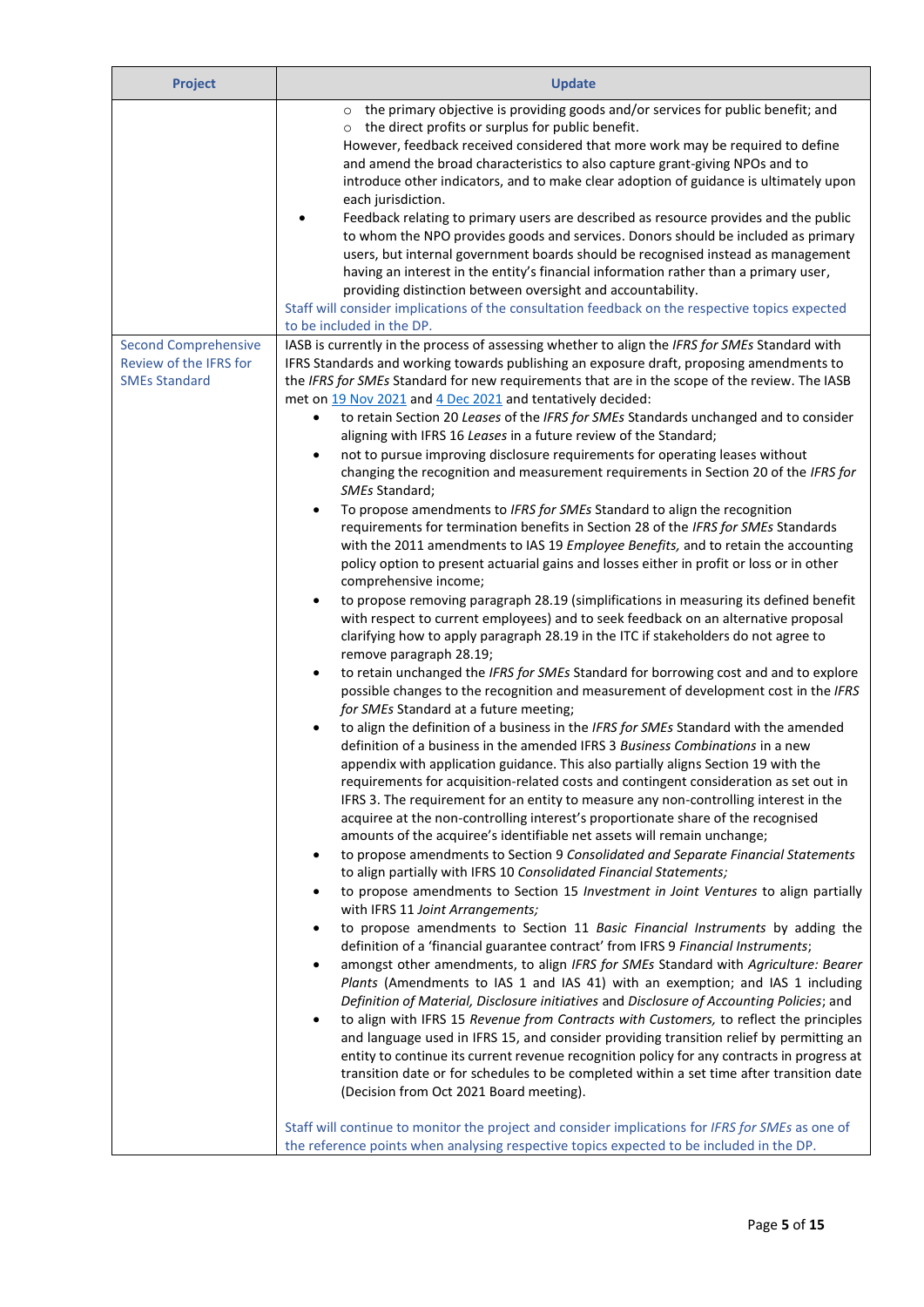| Project | Update |
|---|---|
| | ○ the primary objective is providing goods and/or services for public benefit; and<br>○ the direct profits or surplus for public benefit.<br>However, feedback received considered that more work may be required to define and amend the broad characteristics to also capture grant-giving NPOs and to introduce other indicators, and to make clear adoption of guidance is ultimately upon each jurisdiction.<br>• Feedback relating to primary users are described as resource provides and the public to whom the NPO provides goods and services. Donors should be included as primary users, but internal government boards should be recognised instead as management having an interest in the entity's financial information rather than a primary user, providing distinction between oversight and accountability.<br>Staff will consider implications of the consultation feedback on the respective topics expected to be included in the DP. |
| Second Comprehensive Review of the IFRS for SMEs Standard | IASB is currently in the process of assessing whether to align the *IFRS for SMEs* Standard with IFRS Standards and working towards publishing an exposure draft, proposing amendments to the *IFRS for SMEs* Standard for new requirements that are in the scope of the review. The IASB met on [19 Nov 2021]() and [4 Dec 2021]() and tentatively decided:<br>• to retain Section 20 *Leases* of the *IFRS for SMEs* Standards unchanged and to consider aligning with IFRS 16 *Leases* in a future review of the Standard;<br>• not to pursue improving disclosure requirements for operating leases without changing the recognition and measurement requirements in Section 20 of the *IFRS for SMEs* Standard;<br>• To propose amendments to *IFRS for SMEs* Standard to align the recognition requirements for termination benefits in Section 28 of the *IFRS for SMEs* Standards with the 2011 amendments to IAS 19 *Employee Benefits,* and to retain the accounting policy option to present actuarial gains and losses either in profit or loss or in other comprehensive income;<br>• to propose removing paragraph 28.19 (simplifications in measuring its defined benefit with respect to current employees) and to seek feedback on an alternative proposal clarifying how to apply paragraph 28.19 in the ITC if stakeholders do not agree to remove paragraph 28.19;<br>• to retain unchanged the *IFRS for SMEs* Standard for borrowing cost and and to explore possible changes to the recognition and measurement of development cost in the *IFRS for SMEs* Standard at a future meeting;<br>• to align the definition of a business in the *IFRS for SMEs* Standard with the amended definition of a business in the amended IFRS 3 *Business Combinations* in a new appendix with application guidance. This also partially aligns Section 19 with the requirements for acquisition-related costs and contingent consideration as set out in IFRS 3. The requirement for an entity to measure any non-controlling interest in the acquiree at the non-controlling interest's proportionate share of the recognised amounts of the acquiree's identifiable net assets will remain unchange;<br>• to propose amendments to Section 9 *Consolidated and Separate Financial Statements* to align partially with IFRS 10 *Consolidated Financial Statements;*<br>• to propose amendments to Section 15 *Investment in Joint Ventures* to align partially with IFRS 11 *Joint Arrangements;*<br>• to propose amendments to Section 11 *Basic Financial Instruments* by adding the definition of a 'financial guarantee contract' from IFRS 9 *Financial Instruments*;<br>• amongst other amendments, to align *IFRS for SMEs* Standard with *Agriculture: Bearer Plants* (Amendments to IAS 1 and IAS 41) with an exemption; and IAS 1 including *Definition of Material, Disclosure initiatives* and *Disclosure of Accounting Policies*; and<br>• to align with IFRS 15 *Revenue from Contracts with Customers,* to reflect the principles and language used in IFRS 15, and consider providing transition relief by permitting an entity to continue its current revenue recognition policy for any contracts in progress at transition date or for schedules to be completed within a set time after transition date (Decision from Oct 2021 Board meeting).<br><br>Staff will continue to monitor the project and consider implications for *IFRS for SMEs* as one of the reference points when analysing respective topics expected to be included in the DP. |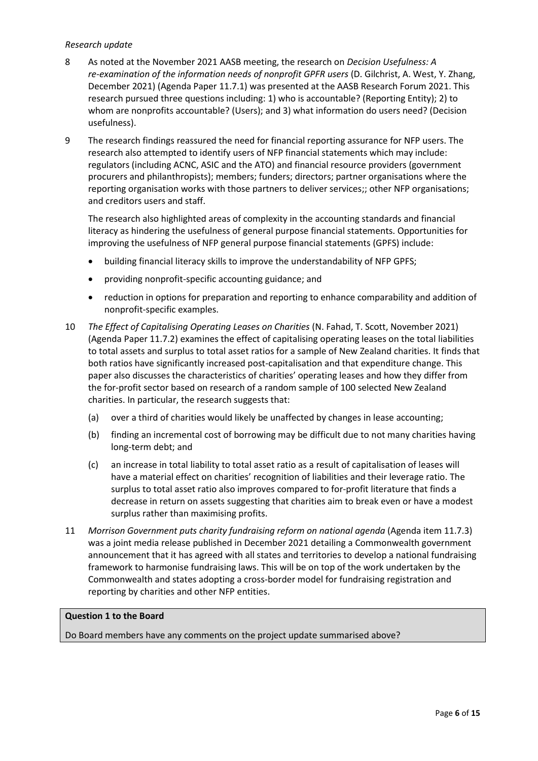*Research update*

8 As noted at the November 2021 AASB meeting, the research on *Decision Usefulness: A re-examination of the information needs of nonprofit GPFR users* (D. Gilchrist, A. West, Y. Zhang, December 2021) (Agenda Paper 11.7.1) was presented at the AASB Research Forum 2021. This research pursued three questions including: 1) who is accountable? (Reporting Entity); 2) to whom are nonprofits accountable? (Users); and 3) what information do users need? (Decision usefulness).

9 The research findings reassured the need for financial reporting assurance for NFP users. The research also attempted to identify users of NFP financial statements which may include: regulators (including ACNC, ASIC and the ATO) and financial resource providers (government procurers and philanthropists); members; funders; directors; partner organisations where the reporting organisation works with those partners to deliver services;; other NFP organisations; and creditors users and staff.

The research also highlighted areas of complexity in the accounting standards and financial literacy as hindering the usefulness of general purpose financial statements. Opportunities for improving the usefulness of NFP general purpose financial statements (GPFS) include:

- building financial literacy skills to improve the understandability of NFP GPFS;
- providing nonprofit-specific accounting guidance; and
- reduction in options for preparation and reporting to enhance comparability and addition of nonprofit-specific examples.

10 *The Effect of Capitalising Operating Leases on Charities* (N. Fahad, T. Scott, November 2021) (Agenda Paper 11.7.2) examines the effect of capitalising operating leases on the total liabilities to total assets and surplus to total asset ratios for a sample of New Zealand charities. It finds that both ratios have significantly increased post-capitalisation and that expenditure change. This paper also discusses the characteristics of charities' operating leases and how they differ from the for-profit sector based on research of a random sample of 100 selected New Zealand charities. In particular, the research suggests that:

(a) over a third of charities would likely be unaffected by changes in lease accounting;

(b) finding an incremental cost of borrowing may be difficult due to not many charities having long-term debt; and

(c) an increase in total liability to total asset ratio as a result of capitalisation of leases will have a material effect on charities' recognition of liabilities and their leverage ratio. The surplus to total asset ratio also improves compared to for-profit literature that finds a decrease in return on assets suggesting that charities aim to break even or have a modest surplus rather than maximising profits.

11 *Morrison Government puts charity fundraising reform on national agenda* (Agenda item 11.7.3) was a joint media release published in December 2021 detailing a Commonwealth government announcement that it has agreed with all states and territories to develop a national fundraising framework to harmonise fundraising laws. This will be on top of the work undertaken by the Commonwealth and states adopting a cross-border model for fundraising registration and reporting by charities and other NFP entities.

**Question 1 to the Board**

Do Board members have any comments on the project update summarised above?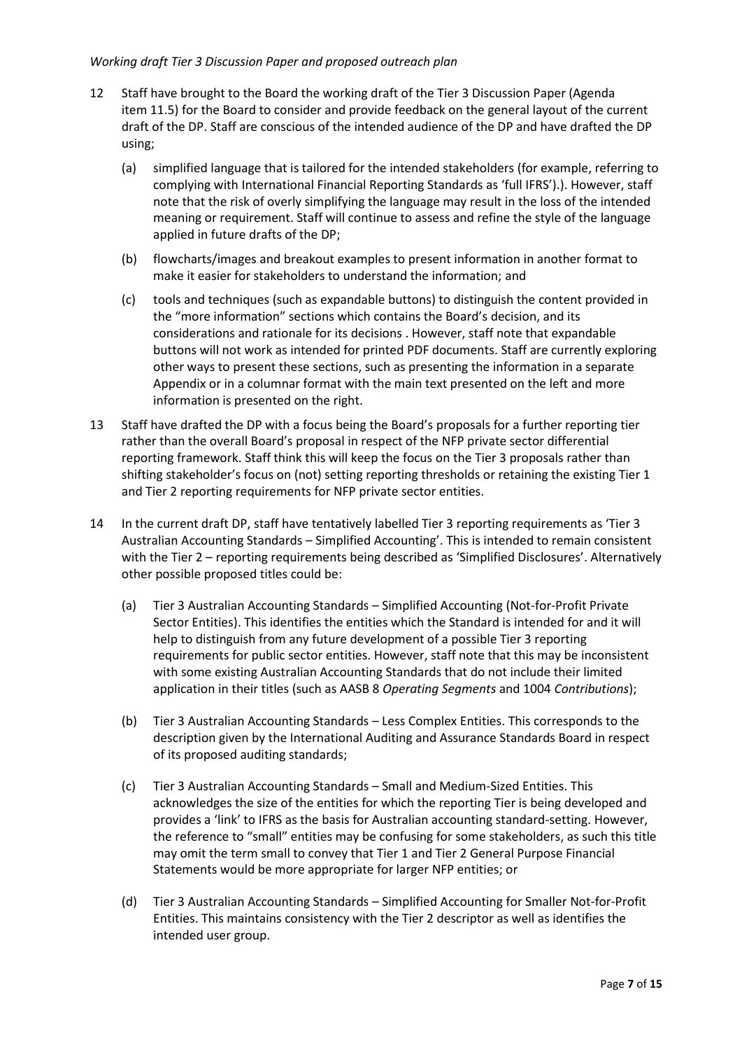*Working draft Tier 3 Discussion Paper and proposed outreach plan*

12 Staff have brought to the Board the working draft of the Tier 3 Discussion Paper (Agenda item 11.5) for the Board to consider and provide feedback on the general layout of the current draft of the DP. Staff are conscious of the intended audience of the DP and have drafted the DP using;

   (a) simplified language that is tailored for the intended stakeholders (for example, referring to complying with International Financial Reporting Standards as 'full IFRS').). However, staff note that the risk of overly simplifying the language may result in the loss of the intended meaning or requirement. Staff will continue to assess and refine the style of the language applied in future drafts of the DP;

   (b) flowcharts/images and breakout examples to present information in another format to make it easier for stakeholders to understand the information; and

   (c) tools and techniques (such as expandable buttons) to distinguish the content provided in the "more information" sections which contains the Board's decision, and its considerations and rationale for its decisions . However, staff note that expandable buttons will not work as intended for printed PDF documents. Staff are currently exploring other ways to present these sections, such as presenting the information in a separate Appendix or in a columnar format with the main text presented on the left and more information is presented on the right.

13 Staff have drafted the DP with a focus being the Board's proposals for a further reporting tier rather than the overall Board's proposal in respect of the NFP private sector differential reporting framework. Staff think this will keep the focus on the Tier 3 proposals rather than shifting stakeholder's focus on (not) setting reporting thresholds or retaining the existing Tier 1 and Tier 2 reporting requirements for NFP private sector entities.

14 In the current draft DP, staff have tentatively labelled Tier 3 reporting requirements as 'Tier 3 Australian Accounting Standards – Simplified Accounting'. This is intended to remain consistent with the Tier 2 – reporting requirements being described as 'Simplified Disclosures'. Alternatively other possible proposed titles could be:

   (a) Tier 3 Australian Accounting Standards – Simplified Accounting (Not-for-Profit Private Sector Entities). This identifies the entities which the Standard is intended for and it will help to distinguish from any future development of a possible Tier 3 reporting requirements for public sector entities. However, staff note that this may be inconsistent with some existing Australian Accounting Standards that do not include their limited application in their titles (such as AASB 8 *Operating Segments* and 1004 *Contributions*);

   (b) Tier 3 Australian Accounting Standards – Less Complex Entities. This corresponds to the description given by the International Auditing and Assurance Standards Board in respect of its proposed auditing standards;

   (c) Tier 3 Australian Accounting Standards – Small and Medium-Sized Entities. This acknowledges the size of the entities for which the reporting Tier is being developed and provides a 'link' to IFRS as the basis for Australian accounting standard-setting. However, the reference to "small" entities may be confusing for some stakeholders, as such this title may omit the term small to convey that Tier 1 and Tier 2 General Purpose Financial Statements would be more appropriate for larger NFP entities; or

   (d) Tier 3 Australian Accounting Standards – Simplified Accounting for Smaller Not-for-Profit Entities. This maintains consistency with the Tier 2 descriptor as well as identifies the intended user group.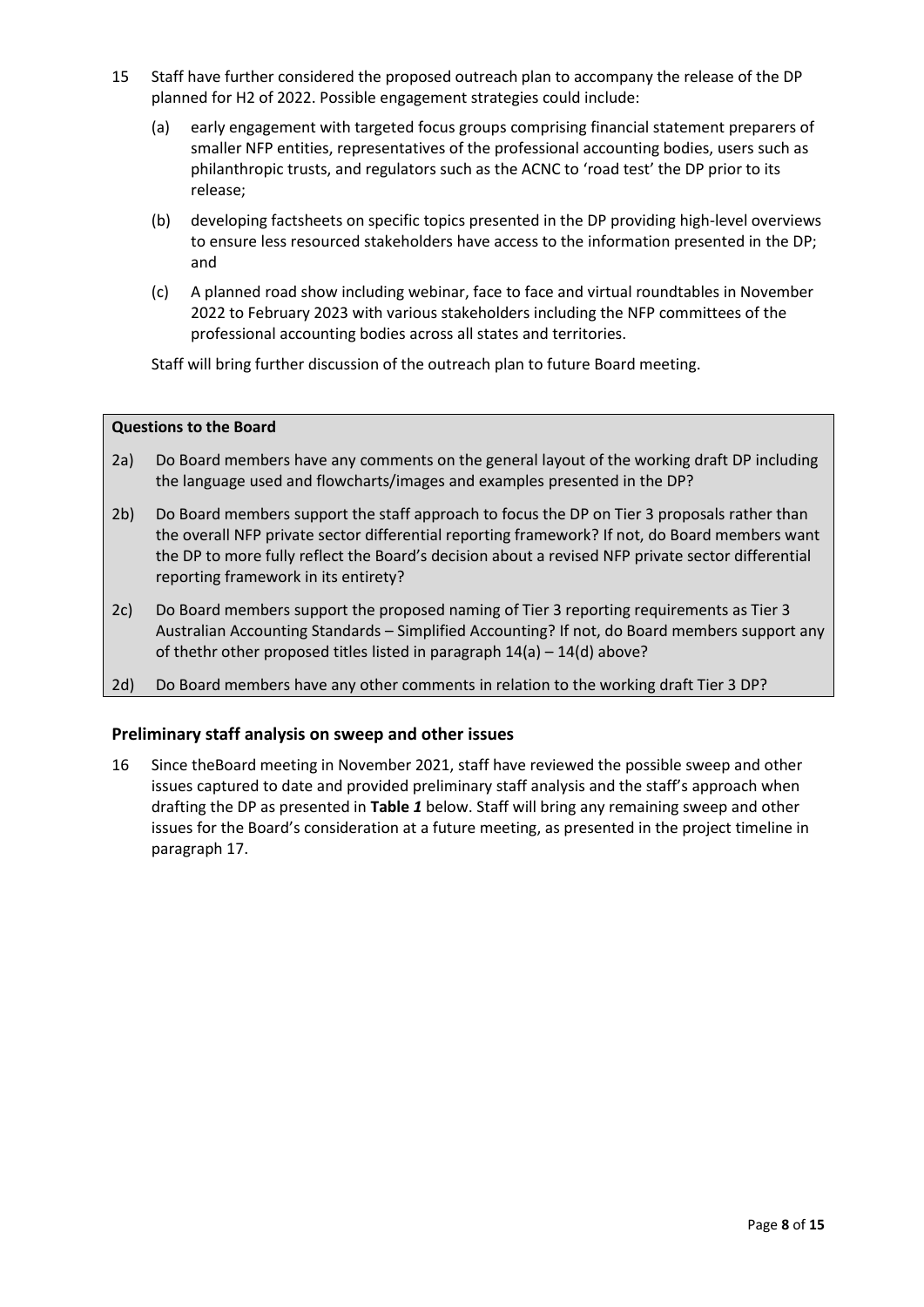15 Staff have further considered the proposed outreach plan to accompany the release of the DP planned for H2 of 2022. Possible engagement strategies could include:

(a) early engagement with targeted focus groups comprising financial statement preparers of smaller NFP entities, representatives of the professional accounting bodies, users such as philanthropic trusts, and regulators such as the ACNC to 'road test' the DP prior to its release;

(b) developing factsheets on specific topics presented in the DP providing high-level overviews to ensure less resourced stakeholders have access to the information presented in the DP; and

(c) A planned road show including webinar, face to face and virtual roundtables in November 2022 to February 2023 with various stakeholders including the NFP committees of the professional accounting bodies across all states and territories.

Staff will bring further discussion of the outreach plan to future Board meeting.

**Questions to the Board**

2a) Do Board members have any comments on the general layout of the working draft DP including the language used and flowcharts/images and examples presented in the DP?

2b) Do Board members support the staff approach to focus the DP on Tier 3 proposals rather than the overall NFP private sector differential reporting framework? If not, do Board members want the DP to more fully reflect the Board's decision about a revised NFP private sector differential reporting framework in its entirety?

2c) Do Board members support the proposed naming of Tier 3 reporting requirements as Tier 3 Australian Accounting Standards – Simplified Accounting? If not, do Board members support any of thethr other proposed titles listed in paragraph 14(a) – 14(d) above?

2d) Do Board members have any other comments in relation to the working draft Tier 3 DP?

### Preliminary staff analysis on sweep and other issues

16 Since theBoard meeting in November 2021, staff have reviewed the possible sweep and other issues captured to date and provided preliminary staff analysis and the staff's approach when drafting the DP as presented in **Table *1*** below. Staff will bring any remaining sweep and other issues for the Board's consideration at a future meeting, as presented in the project timeline in paragraph 17.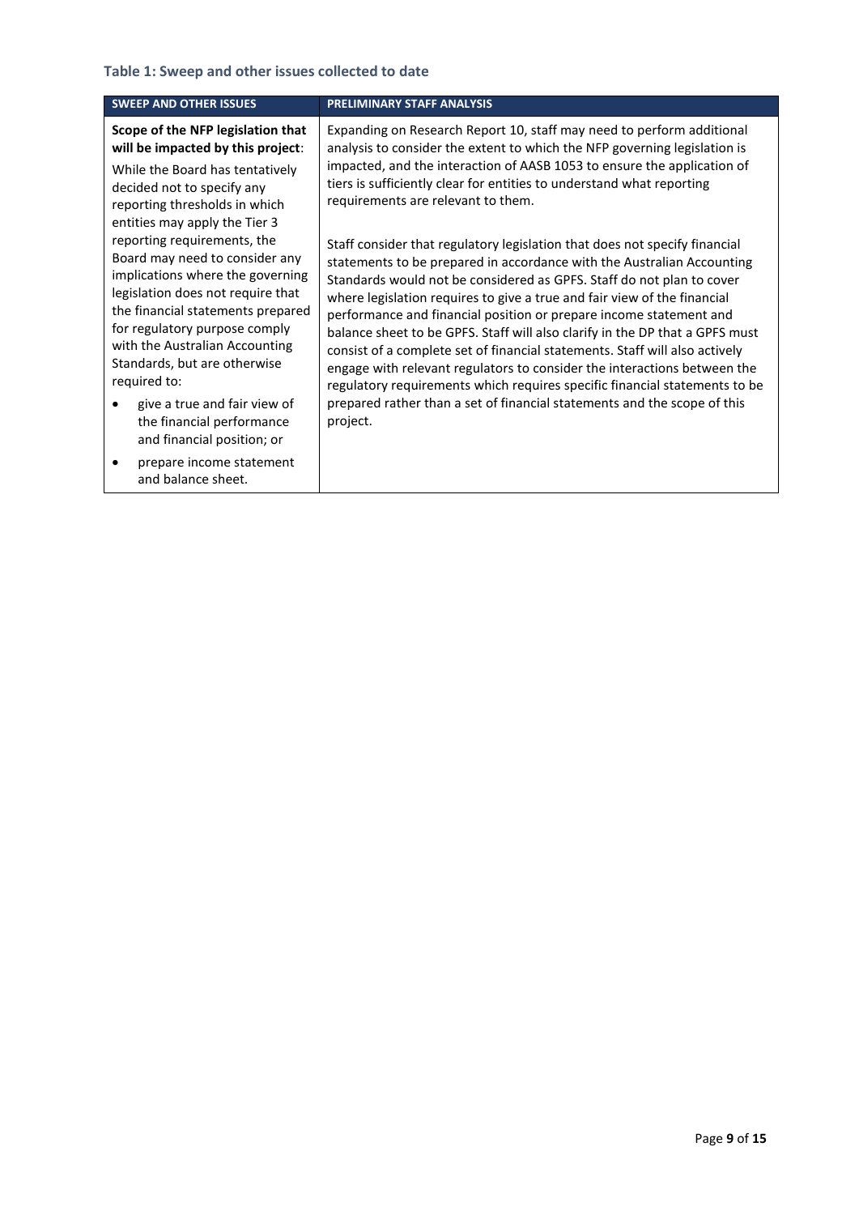### Table 1: Sweep and other issues collected to date

| SWEEP AND OTHER ISSUES | PRELIMINARY STAFF ANALYSIS |
|---|---|
| **Scope of the NFP legislation that will be impacted by this project**:<br><br>While the Board has tentatively decided not to specify any reporting thresholds in which entities may apply the Tier 3 reporting requirements, the Board may need to consider any implications where the governing legislation does not require that the financial statements prepared for regulatory purpose comply with the Australian Accounting Standards, but are otherwise required to:<br><br>• give a true and fair view of the financial performance and financial position; or<br>• prepare income statement and balance sheet. | Expanding on Research Report 10, staff may need to perform additional analysis to consider the extent to which the NFP governing legislation is impacted, and the interaction of AASB 1053 to ensure the application of tiers is sufficiently clear for entities to understand what reporting requirements are relevant to them.<br><br>Staff consider that regulatory legislation that does not specify financial statements to be prepared in accordance with the Australian Accounting Standards would not be considered as GPFS. Staff do not plan to cover where legislation requires to give a true and fair view of the financial performance and financial position or prepare income statement and balance sheet to be GPFS. Staff will also clarify in the DP that a GPFS must consist of a complete set of financial statements. Staff will also actively engage with relevant regulators to consider the interactions between the regulatory requirements which requires specific financial statements to be prepared rather than a set of financial statements and the scope of this project. |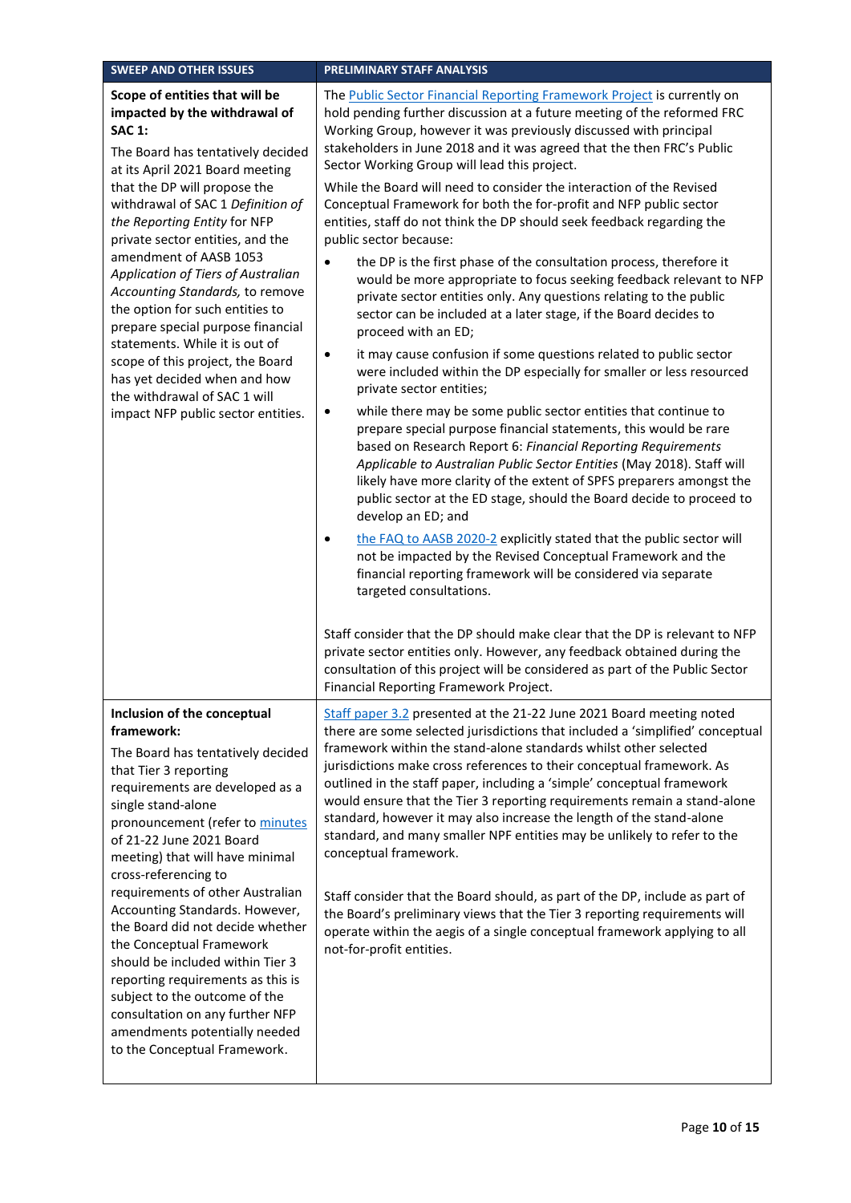| SWEEP AND OTHER ISSUES | PRELIMINARY STAFF ANALYSIS |
|---|---|
| **Scope of entities that will be impacted by the withdrawal of SAC 1:**<br><br>The Board has tentatively decided at its April 2021 Board meeting that the DP will propose the withdrawal of SAC 1 *Definition of the Reporting Entity* for NFP private sector entities, and the amendment of AASB 1053 *Application of Tiers of Australian Accounting Standards,* to remove the option for such entities to prepare special purpose financial statements. While it is out of scope of this project, the Board has yet decided when and how the withdrawal of SAC 1 will impact NFP public sector entities. | The Public Sector Financial Reporting Framework Project is currently on hold pending further discussion at a future meeting of the reformed FRC Working Group, however it was previously discussed with principal stakeholders in June 2018 and it was agreed that the then FRC's Public Sector Working Group will lead this project.<br><br>While the Board will need to consider the interaction of the Revised Conceptual Framework for both the for-profit and NFP public sector entities, staff do not think the DP should seek feedback regarding the public sector because:<br><br>• the DP is the first phase of the consultation process, therefore it would be more appropriate to focus seeking feedback relevant to NFP private sector entities only. Any questions relating to the public sector can be included at a later stage, if the Board decides to proceed with an ED;<br>• it may cause confusion if some questions related to public sector were included within the DP especially for smaller or less resourced private sector entities;<br>• while there may be some public sector entities that continue to prepare special purpose financial statements, this would be rare based on Research Report 6: *Financial Reporting Requirements Applicable to Australian Public Sector Entities* (May 2018). Staff will likely have more clarity of the extent of SPFS preparers amongst the public sector at the ED stage, should the Board decide to proceed to develop an ED; and<br>• the FAQ to AASB 2020-2 explicitly stated that the public sector will not be impacted by the Revised Conceptual Framework and the financial reporting framework will be considered via separate targeted consultations.<br><br>Staff consider that the DP should make clear that the DP is relevant to NFP private sector entities only. However, any feedback obtained during the consultation of this project will be considered as part of the Public Sector Financial Reporting Framework Project. |
| **Inclusion of the conceptual framework:**<br><br>The Board has tentatively decided that Tier 3 reporting requirements are developed as a single stand-alone pronouncement (refer to minutes of 21-22 June 2021 Board meeting) that will have minimal cross-referencing to requirements of other Australian Accounting Standards. However, the Board did not decide whether the Conceptual Framework should be included within Tier 3 reporting requirements as this is subject to the outcome of the consultation on any further NFP amendments potentially needed to the Conceptual Framework. | Staff paper 3.2 presented at the 21-22 June 2021 Board meeting noted there are some selected jurisdictions that included a 'simplified' conceptual framework within the stand-alone standards whilst other selected jurisdictions make cross references to their conceptual framework. As outlined in the staff paper, including a 'simple' conceptual framework would ensure that the Tier 3 reporting requirements remain a stand-alone standard, however it may also increase the length of the stand-alone standard, and many smaller NPF entities may be unlikely to refer to the conceptual framework.<br><br>Staff consider that the Board should, as part of the DP, include as part of the Board's preliminary views that the Tier 3 reporting requirements will operate within the aegis of a single conceptual framework applying to all not-for-profit entities. |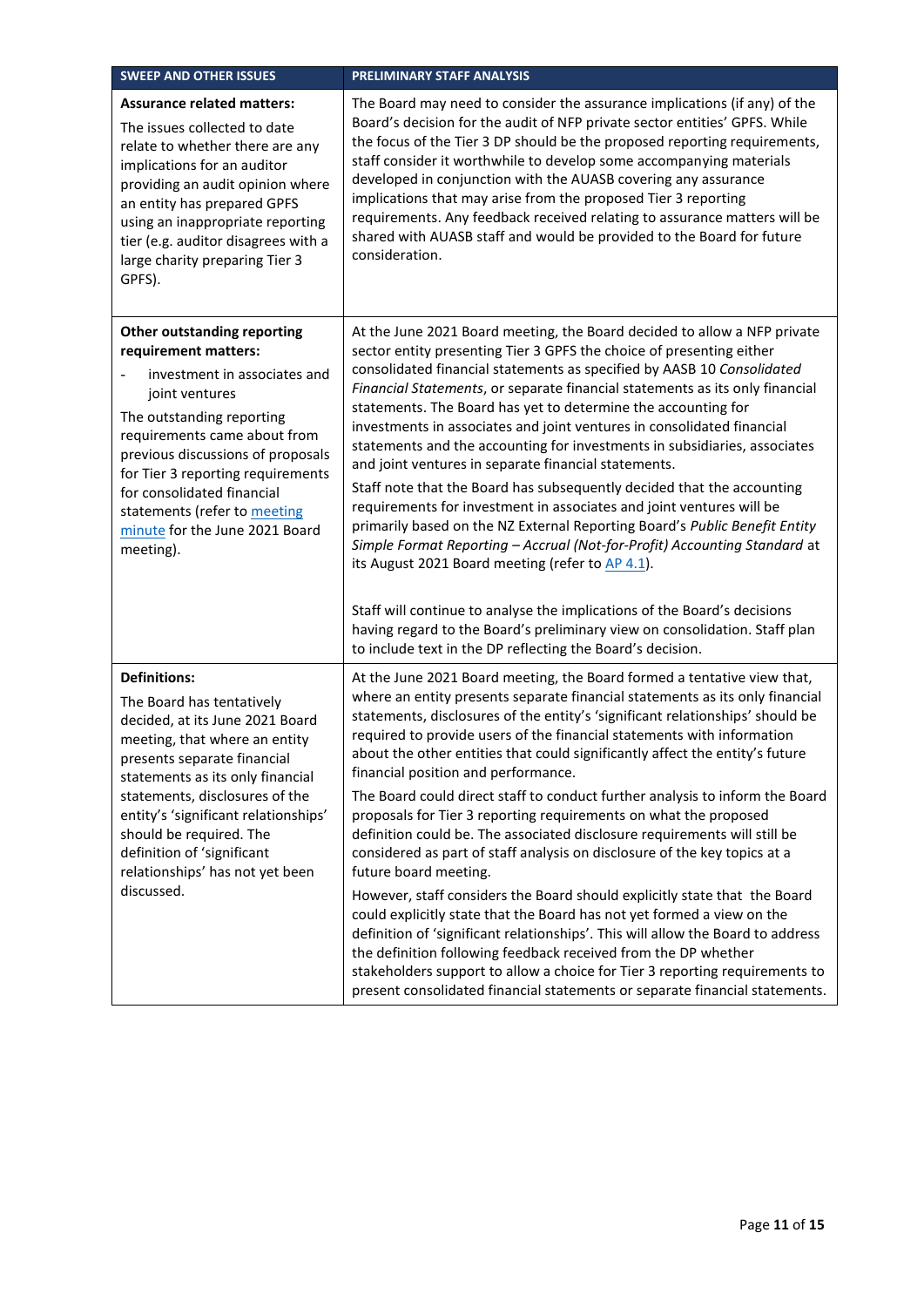| SWEEP AND OTHER ISSUES | PRELIMINARY STAFF ANALYSIS |
|---|---|
| **Assurance related matters:**<br><br>The issues collected to date relate to whether there are any implications for an auditor providing an audit opinion where an entity has prepared GPFS using an inappropriate reporting tier (e.g. auditor disagrees with a large charity preparing Tier 3 GPFS). | The Board may need to consider the assurance implications (if any) of the Board's decision for the audit of NFP private sector entities' GPFS. While the focus of the Tier 3 DP should be the proposed reporting requirements, staff consider it worthwhile to develop some accompanying materials developed in conjunction with the AUASB covering any assurance implications that may arise from the proposed Tier 3 reporting requirements. Any feedback received relating to assurance matters will be shared with AUASB staff and would be provided to the Board for future consideration. |
| **Other outstanding reporting requirement matters:**<br><br>- investment in associates and joint ventures<br><br>The outstanding reporting requirements came about from previous discussions of proposals for Tier 3 reporting requirements for consolidated financial statements (refer to meeting minute for the June 2021 Board meeting). | At the June 2021 Board meeting, the Board decided to allow a NFP private sector entity presenting Tier 3 GPFS the choice of presenting either consolidated financial statements as specified by AASB 10 *Consolidated Financial Statements*, or separate financial statements as its only financial statements. The Board has yet to determine the accounting for investments in associates and joint ventures in consolidated financial statements and the accounting for investments in subsidiaries, associates and joint ventures in separate financial statements.<br><br>Staff note that the Board has subsequently decided that the accounting requirements for investment in associates and joint ventures will be primarily based on the NZ External Reporting Board's *Public Benefit Entity Simple Format Reporting – Accrual (Not-for-Profit) Accounting Standard* at its August 2021 Board meeting (refer to AP 4.1).<br><br>Staff will continue to analyse the implications of the Board's decisions having regard to the Board's preliminary view on consolidation. Staff plan to include text in the DP reflecting the Board's decision. |
| **Definitions:**<br><br>The Board has tentatively decided, at its June 2021 Board meeting, that where an entity presents separate financial statements as its only financial statements, disclosures of the entity's 'significant relationships' should be required. The definition of 'significant relationships' has not yet been discussed. | At the June 2021 Board meeting, the Board formed a tentative view that, where an entity presents separate financial statements as its only financial statements, disclosures of the entity's 'significant relationships' should be required to provide users of the financial statements with information about the other entities that could significantly affect the entity's future financial position and performance.<br><br>The Board could direct staff to conduct further analysis to inform the Board proposals for Tier 3 reporting requirements on what the proposed definition could be. The associated disclosure requirements will still be considered as part of staff analysis on disclosure of the key topics at a future board meeting.<br><br>However, staff considers the Board should explicitly state that the Board could explicitly state that the Board has not yet formed a view on the definition of 'significant relationships'. This will allow the Board to address the definition following feedback received from the DP whether stakeholders support to allow a choice for Tier 3 reporting requirements to present consolidated financial statements or separate financial statements. |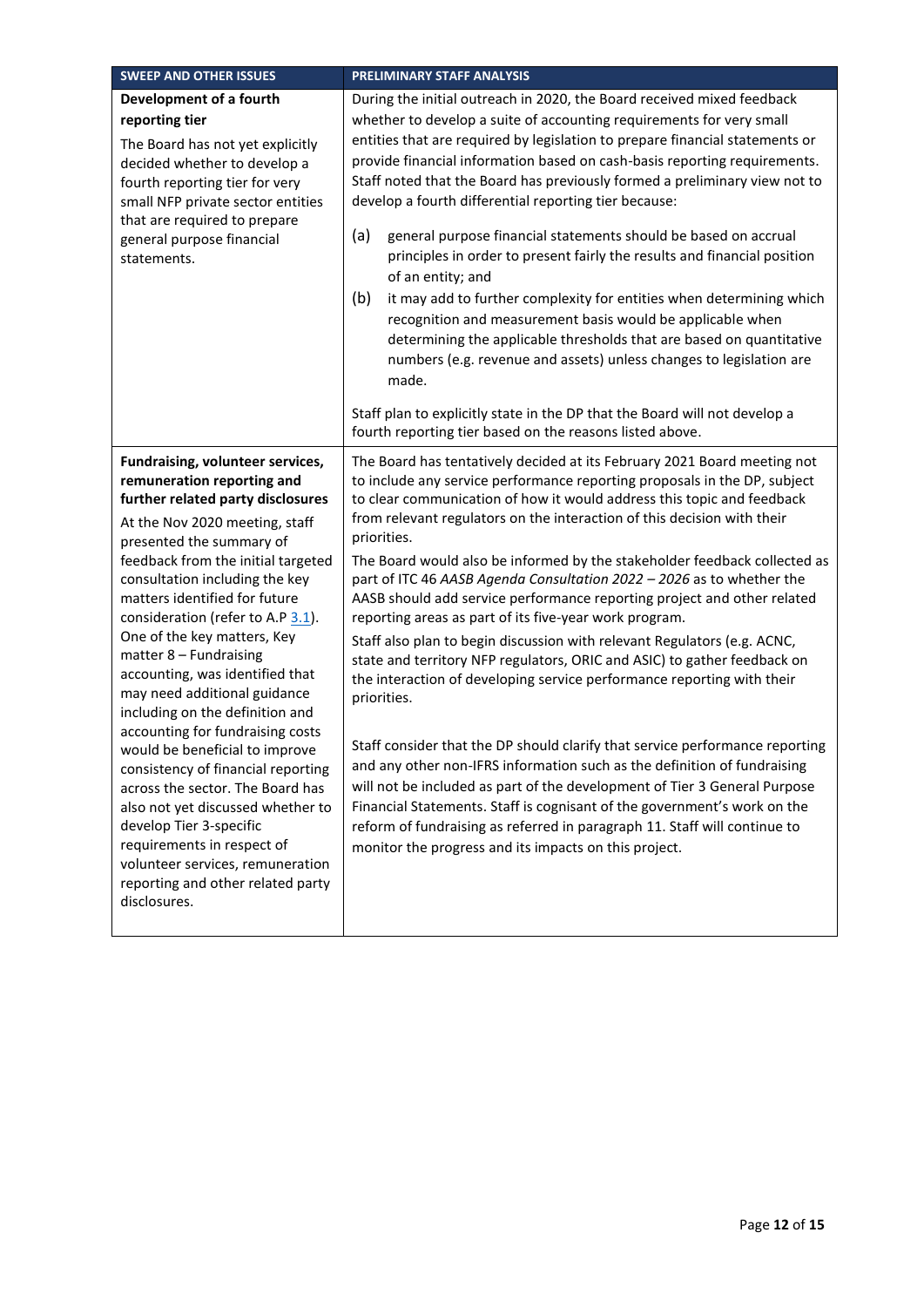| SWEEP AND OTHER ISSUES | PRELIMINARY STAFF ANALYSIS |
|---|---|
| **Development of a fourth reporting tier**<br><br>The Board has not yet explicitly decided whether to develop a fourth reporting tier for very small NFP private sector entities that are required to prepare general purpose financial statements. | During the initial outreach in 2020, the Board received mixed feedback whether to develop a suite of accounting requirements for very small entities that are required by legislation to prepare financial statements or provide financial information based on cash-basis reporting requirements. Staff noted that the Board has previously formed a preliminary view not to develop a fourth differential reporting tier because:<br><br>(a) general purpose financial statements should be based on accrual principles in order to present fairly the results and financial position of an entity; and<br><br>(b) it may add to further complexity for entities when determining which recognition and measurement basis would be applicable when determining the applicable thresholds that are based on quantitative numbers (e.g. revenue and assets) unless changes to legislation are made.<br><br>Staff plan to explicitly state in the DP that the Board will not develop a fourth reporting tier based on the reasons listed above. |
| **Fundraising, volunteer services, remuneration reporting and further related party disclosures**<br><br>At the Nov 2020 meeting, staff presented the summary of feedback from the initial targeted consultation including the key matters identified for future consideration (refer to A.P 3.1). One of the key matters, Key matter 8 – Fundraising accounting, was identified that may need additional guidance including on the definition and accounting for fundraising costs would be beneficial to improve consistency of financial reporting across the sector. The Board has also not yet discussed whether to develop Tier 3-specific requirements in respect of volunteer services, remuneration reporting and other related party disclosures. | The Board has tentatively decided at its February 2021 Board meeting not to include any service performance reporting proposals in the DP, subject to clear communication of how it would address this topic and feedback from relevant regulators on the interaction of this decision with their priorities.<br><br>The Board would also be informed by the stakeholder feedback collected as part of ITC 46 *AASB Agenda Consultation 2022 – 2026* as to whether the AASB should add service performance reporting project and other related reporting areas as part of its five-year work program.<br><br>Staff also plan to begin discussion with relevant Regulators (e.g. ACNC, state and territory NFP regulators, ORIC and ASIC) to gather feedback on the interaction of developing service performance reporting with their priorities.<br><br>Staff consider that the DP should clarify that service performance reporting and any other non-IFRS information such as the definition of fundraising will not be included as part of the development of Tier 3 General Purpose Financial Statements. Staff is cognisant of the government's work on the reform of fundraising as referred in paragraph 11. Staff will continue to monitor the progress and its impacts on this project. |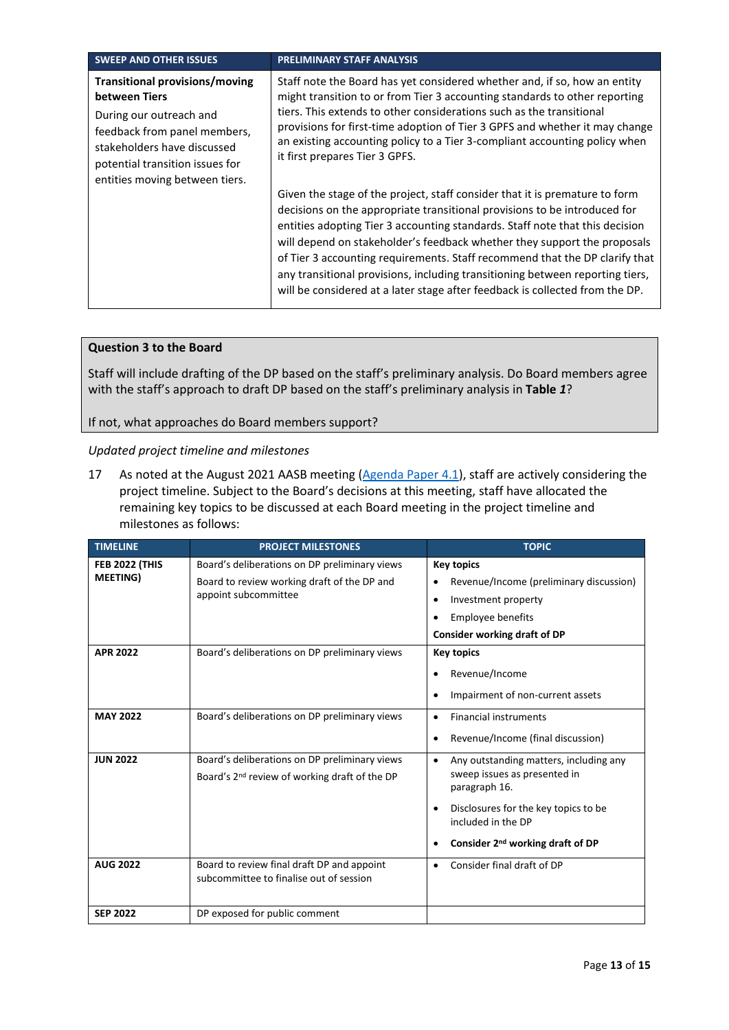| SWEEP AND OTHER ISSUES | PRELIMINARY STAFF ANALYSIS |
|---|---|
| **Transitional provisions/moving between Tiers**<br>During our outreach and feedback from panel members, stakeholders have discussed potential transition issues for entities moving between tiers. | Staff note the Board has yet considered whether and, if so, how an entity might transition to or from Tier 3 accounting standards to other reporting tiers. This extends to other considerations such as the transitional provisions for first-time adoption of Tier 3 GPFS and whether it may change an existing accounting policy to a Tier 3-compliant accounting policy when it first prepares Tier 3 GPFS.<br><br>Given the stage of the project, staff consider that it is premature to form decisions on the appropriate transitional provisions to be introduced for entities adopting Tier 3 accounting standards. Staff note that this decision will depend on stakeholder's feedback whether they support the proposals of Tier 3 accounting requirements. Staff recommend that the DP clarify that any transitional provisions, including transitioning between reporting tiers, will be considered at a later stage after feedback is collected from the DP. |

**Question 3 to the Board**

Staff will include drafting of the DP based on the staff's preliminary analysis. Do Board members agree with the staff's approach to draft DP based on the staff's preliminary analysis in **Table *1***?

If not, what approaches do Board members support?

*Updated project timeline and milestones*

17 As noted at the August 2021 AASB meeting (Agenda Paper 4.1), staff are actively considering the project timeline. Subject to the Board's decisions at this meeting, staff have allocated the remaining key topics to be discussed at each Board meeting in the project timeline and milestones as follows:

| TIMELINE | PROJECT MILESTONES | TOPIC |
|---|---|---|
| **FEB 2022 (THIS MEETING)** | Board's deliberations on DP preliminary views<br>Board to review working draft of the DP and appoint subcommittee | **Key topics**<br>• Revenue/Income (preliminary discussion)<br>• Investment property<br>• Employee benefits<br>**Consider working draft of DP** |
| **APR 2022** | Board's deliberations on DP preliminary views | **Key topics**<br>• Revenue/Income<br>• Impairment of non-current assets |
| **MAY 2022** | Board's deliberations on DP preliminary views | • Financial instruments<br>• Revenue/Income (final discussion) |
| **JUN 2022** | Board's deliberations on DP preliminary views<br>Board's 2nd review of working draft of the DP | • Any outstanding matters, including any sweep issues as presented in paragraph 16.<br>• Disclosures for the key topics to be included in the DP<br>• **Consider 2nd working draft of DP** |
| **AUG 2022** | Board to review final draft DP and appoint subcommittee to finalise out of session | • Consider final draft of DP |
| **SEP 2022** | DP exposed for public comment | |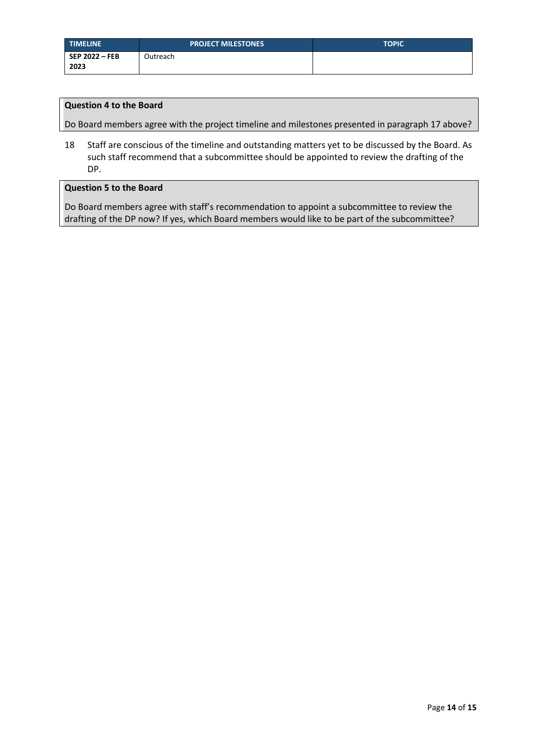| TIMELINE | PROJECT MILESTONES | TOPIC |
|---|---|---|
| **SEP 2022 – FEB 2023** | Outreach | |

**Question 4 to the Board**

Do Board members agree with the project timeline and milestones presented in paragraph 17 above?

18 Staff are conscious of the timeline and outstanding matters yet to be discussed by the Board. As such staff recommend that a subcommittee should be appointed to review the drafting of the DP.

**Question 5 to the Board**

Do Board members agree with staff's recommendation to appoint a subcommittee to review the drafting of the DP now? If yes, which Board members would like to be part of the subcommittee?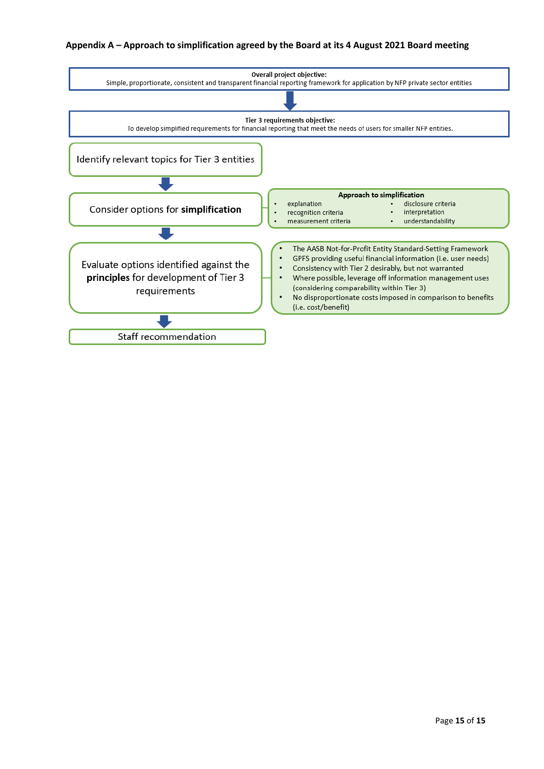**Appendix A – Approach to simplification agreed by the Board at its 4 August 2021 Board meeting**

**Overall project objective:**
Simple, proportionate, consistent and transparent financial reporting framework for application by NFP private sector entities

**Tier 3 requirements objective:**
To develop simplified requirements for financial reporting that meet the needs of users for smaller NFP entities.

Identify relevant topics for Tier 3 entities

Consider options for **simplification**

**Approach to simplification**

- explanation
- recognition criteria
- measurement criteria
- disclosure criteria
- interpretation
- understandability

Evaluate options identified against the **principles** for development of Tier 3 requirements

- The AASB Not-for-Profit Entity Standard-Setting Framework
- GPFS providing useful financial information (i.e. user needs)
- Consistency with Tier 2 desirably, but not warranted
- Where possible, leverage off information management uses (considering comparability within Tier 3)
- No disproportionate costs imposed in comparison to benefits (i.e. cost/benefit)

Staff recommendation